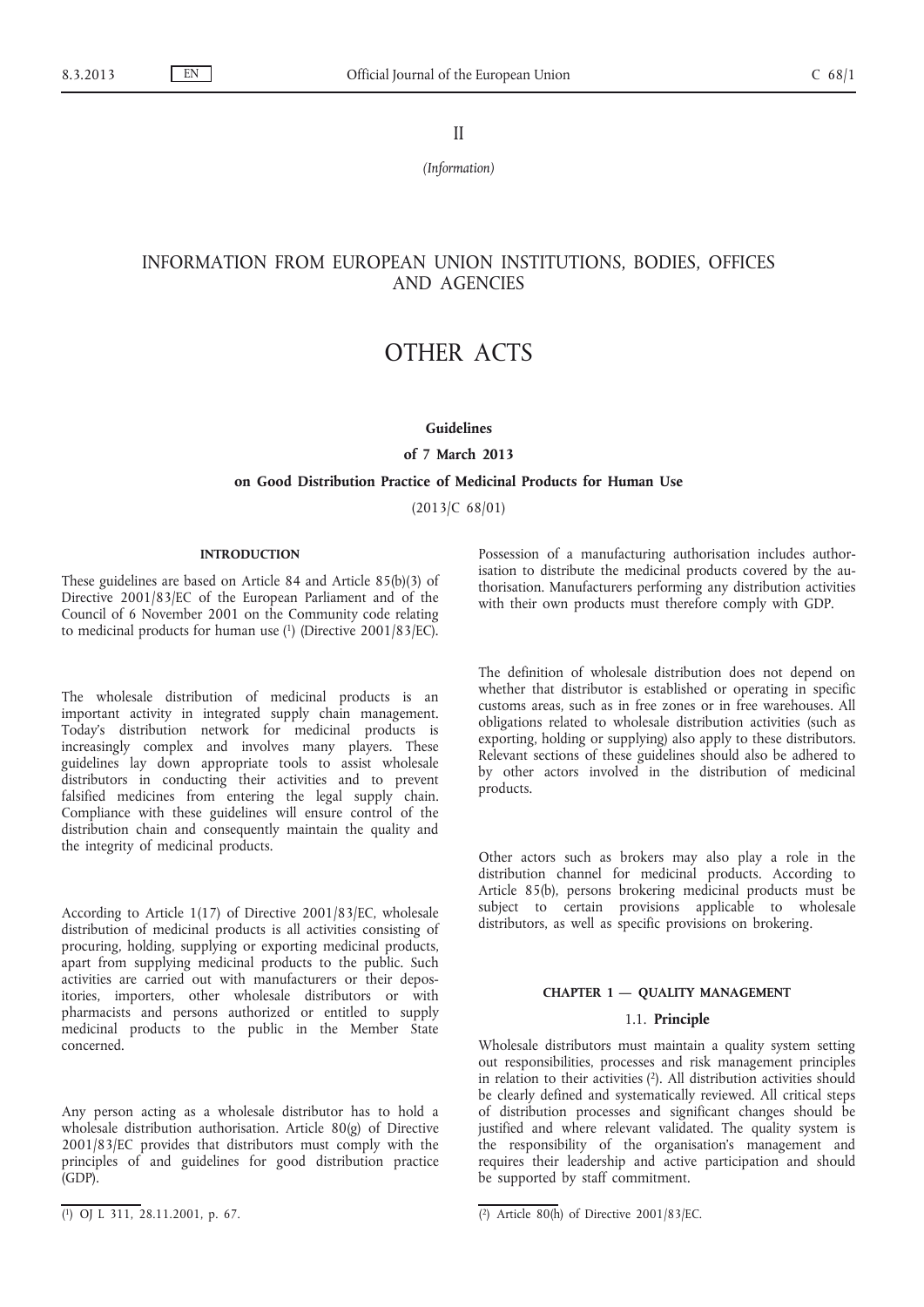II

*(Information)*

# INFORMATION FROM EUROPEAN UNION INSTITUTIONS, BODIES, OFFICES AND AGENCIES

# OTHER ACTS

## Guidelines

## of 7 March 2013

## on Good Distribution Practice of Medicinal Products for Human Use

(2013/C 68/01)

### INTRODUCTION

These guidelines are based on Article 84 and Article 85(b)(3) of Directive 2001/83/EC of the European Parliament and of the Council of 6 November 2001 on the Community code relating to medicinal products for human use [1] (Directive 2001/83/EC).

The wholesale distribution of medicinal products is an important activity in integrated supply chain management. Today's distribution network for medicinal products is increasingly complex and involves many players. These guidelines lay down appropriate tools to assist wholesale distributors in conducting their activities and to prevent falsified medicines from entering the legal supply chain. Compliance with these guidelines will ensure control of the distribution chain and consequently maintain the quality and the integrity of medicinal products.

According to Article 1(17) of Directive 2001/83/EC, wholesale distribution of medicinal products is all activities consisting of procuring, holding, supplying or exporting medicinal products, apart from supplying medicinal products to the public. Such activities are carried out with manufacturers or their depositories, importers, other wholesale distributors or with pharmacists and persons authorized or entitled to supply medicinal products to the public in the Member State concerned.

Any person acting as a wholesale distributor has to hold a wholesale distribution authorisation. Article 80(g) of Directive 2001/83/EC provides that distributors must comply with the principles of and guidelines for good distribution practice (GDP).

Possession of a manufacturing authorisation includes authorisation to distribute the medicinal products covered by the authorisation. Manufacturers performing any distribution activities with their own products must therefore comply with GDP.

The definition of wholesale distribution does not depend on whether that distributor is established or operating in specific customs areas, such as in free zones or in free warehouses. All obligations related to wholesale distribution activities (such as exporting, holding or supplying) also apply to these distributors. Relevant sections of these guidelines should also be adhered to by other actors involved in the distribution of medicinal products.

Other actors such as brokers may also play a role in the distribution channel for medicinal products. According to Article 85(b), persons brokering medicinal products must be subject to certain provisions applicable to wholesale distributors, as well as specific provisions on brokering.

### CHAPTER 1 — QUALITY MANAGEMENT

#### 1.1. Principle

Wholesale distributors must maintain a quality system setting out responsibilities, processes and risk management principles in relation to their activities [2]. All distribution activities should be clearly defined and systematically reviewed. All critical steps of distribution processes and significant changes should be justified and where relevant validated. The quality system is the responsibility of the organisation's management and requires their leadership and active participation and should be supported by staff commitment.

---

[1] OJ L 311, 28.11.2001, p. 67.

[2] Article 80(h) of Directive 2001/83/EC.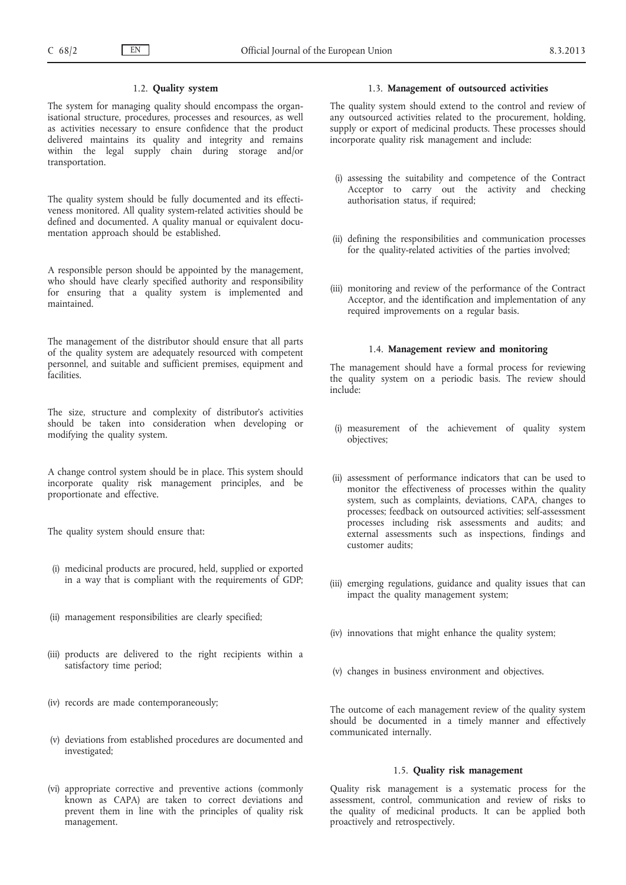### 1.2. **Quality system**

The system for managing quality should encompass the organisational structure, procedures, processes and resources, as well as activities necessary to ensure confidence that the product delivered maintains its quality and integrity and remains within the legal supply chain during storage and/or transportation.

The quality system should be fully documented and its effectiveness monitored. All quality system-related activities should be defined and documented. A quality manual or equivalent documentation approach should be established.

A responsible person should be appointed by the management, who should have clearly specified authority and responsibility for ensuring that a quality system is implemented and maintained.

The management of the distributor should ensure that all parts of the quality system are adequately resourced with competent personnel, and suitable and sufficient premises, equipment and facilities.

The size, structure and complexity of distributor's activities should be taken into consideration when developing or modifying the quality system.

A change control system should be in place. This system should incorporate quality risk management principles, and be proportionate and effective.

The quality system should ensure that:

(i) medicinal products are procured, held, supplied or exported in a way that is compliant with the requirements of GDP;

(ii) management responsibilities are clearly specified;

(iii) products are delivered to the right recipients within a satisfactory time period;

(iv) records are made contemporaneously;

(v) deviations from established procedures are documented and investigated;

(vi) appropriate corrective and preventive actions (commonly known as CAPA) are taken to correct deviations and prevent them in line with the principles of quality risk management.

### 1.3. **Management of outsourced activities**

The quality system should extend to the control and review of any outsourced activities related to the procurement, holding, supply or export of medicinal products. These processes should incorporate quality risk management and include:

(i) assessing the suitability and competence of the Contract Acceptor to carry out the activity and checking authorisation status, if required;

(ii) defining the responsibilities and communication processes for the quality-related activities of the parties involved;

(iii) monitoring and review of the performance of the Contract Acceptor, and the identification and implementation of any required improvements on a regular basis.

### 1.4. **Management review and monitoring**

The management should have a formal process for reviewing the quality system on a periodic basis. The review should include:

(i) measurement of the achievement of quality system objectives;

(ii) assessment of performance indicators that can be used to monitor the effectiveness of processes within the quality system, such as complaints, deviations, CAPA, changes to processes; feedback on outsourced activities; self-assessment processes including risk assessments and audits; and external assessments such as inspections, findings and customer audits;

(iii) emerging regulations, guidance and quality issues that can impact the quality management system;

(iv) innovations that might enhance the quality system;

(v) changes in business environment and objectives.

The outcome of each management review of the quality system should be documented in a timely manner and effectively communicated internally.

### 1.5. **Quality risk management**

Quality risk management is a systematic process for the assessment, control, communication and review of risks to the quality of medicinal products. It can be applied both proactively and retrospectively.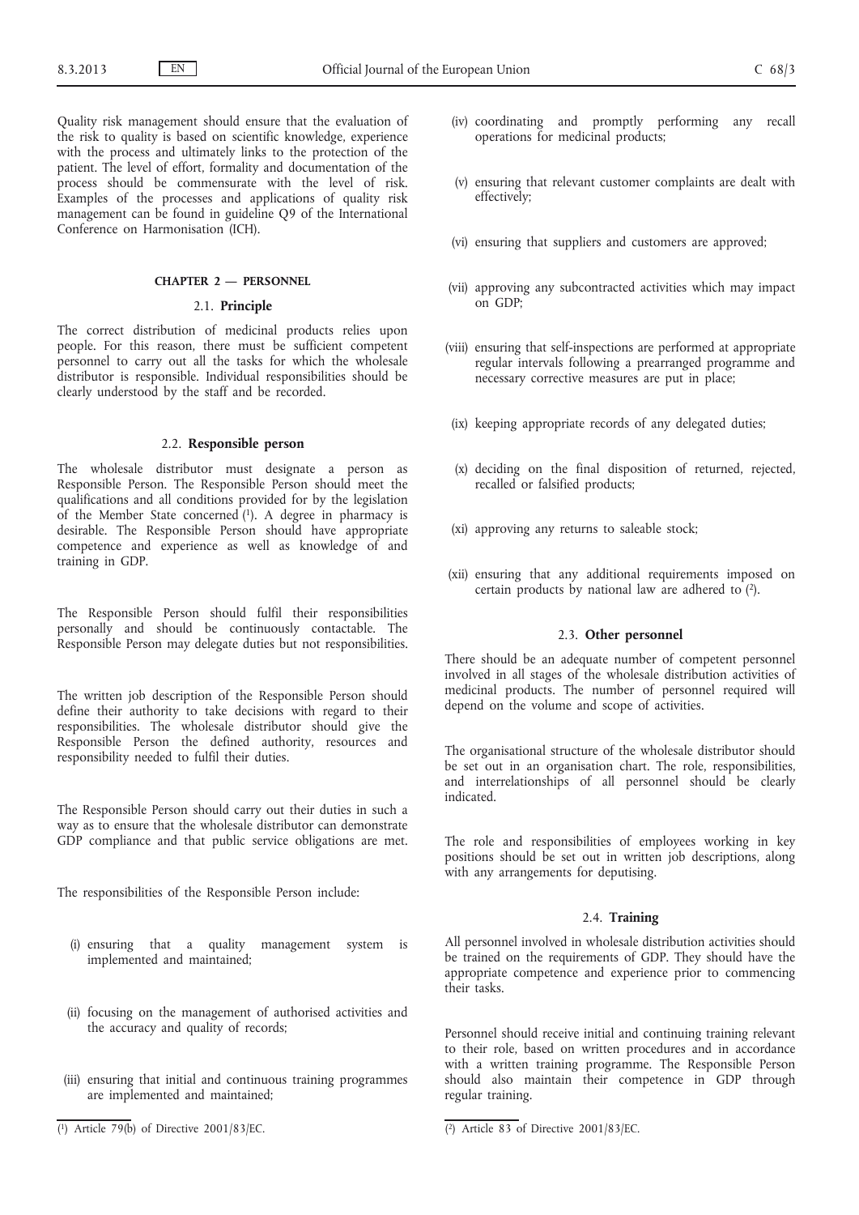Quality risk management should ensure that the evaluation of the risk to quality is based on scientific knowledge, experience with the process and ultimately links to the protection of the patient. The level of effort, formality and documentation of the process should be commensurate with the level of risk. Examples of the processes and applications of quality risk management can be found in guideline Q9 of the International Conference on Harmonisation (ICH).

## CHAPTER 2 — PERSONNEL

### 2.1. Principle

The correct distribution of medicinal products relies upon people. For this reason, there must be sufficient competent personnel to carry out all the tasks for which the wholesale distributor is responsible. Individual responsibilities should be clearly understood by the staff and be recorded.

### 2.2. Responsible person

The wholesale distributor must designate a person as Responsible Person. The Responsible Person should meet the qualifications and all conditions provided for by the legislation of the Member State concerned [1]. A degree in pharmacy is desirable. The Responsible Person should have appropriate competence and experience as well as knowledge of and training in GDP.

The Responsible Person should fulfil their responsibilities personally and should be continuously contactable. The Responsible Person may delegate duties but not responsibilities.

The written job description of the Responsible Person should define their authority to take decisions with regard to their responsibilities. The wholesale distributor should give the Responsible Person the defined authority, resources and responsibility needed to fulfil their duties.

The Responsible Person should carry out their duties in such a way as to ensure that the wholesale distributor can demonstrate GDP compliance and that public service obligations are met.

The responsibilities of the Responsible Person include:

(i) ensuring that a quality management system is implemented and maintained;

(ii) focusing on the management of authorised activities and the accuracy and quality of records;

(iii) ensuring that initial and continuous training programmes are implemented and maintained;

(iv) coordinating and promptly performing any recall operations for medicinal products;

(v) ensuring that relevant customer complaints are dealt with effectively;

(vi) ensuring that suppliers and customers are approved;

(vii) approving any subcontracted activities which may impact on GDP;

(viii) ensuring that self-inspections are performed at appropriate regular intervals following a prearranged programme and necessary corrective measures are put in place;

(ix) keeping appropriate records of any delegated duties;

(x) deciding on the final disposition of returned, rejected, recalled or falsified products;

(xi) approving any returns to saleable stock;

(xii) ensuring that any additional requirements imposed on certain products by national law are adhered to [2].

### 2.3. Other personnel

There should be an adequate number of competent personnel involved in all stages of the wholesale distribution activities of medicinal products. The number of personnel required will depend on the volume and scope of activities.

The organisational structure of the wholesale distributor should be set out in an organisation chart. The role, responsibilities, and interrelationships of all personnel should be clearly indicated.

The role and responsibilities of employees working in key positions should be set out in written job descriptions, along with any arrangements for deputising.

### 2.4. Training

All personnel involved in wholesale distribution activities should be trained on the requirements of GDP. They should have the appropriate competence and experience prior to commencing their tasks.

Personnel should receive initial and continuing training relevant to their role, based on written procedures and in accordance with a written training programme. The Responsible Person should also maintain their competence in GDP through regular training.

---

[1] Article 79(b) of Directive 2001/83/EC.

[2] Article 83 of Directive 2001/83/EC.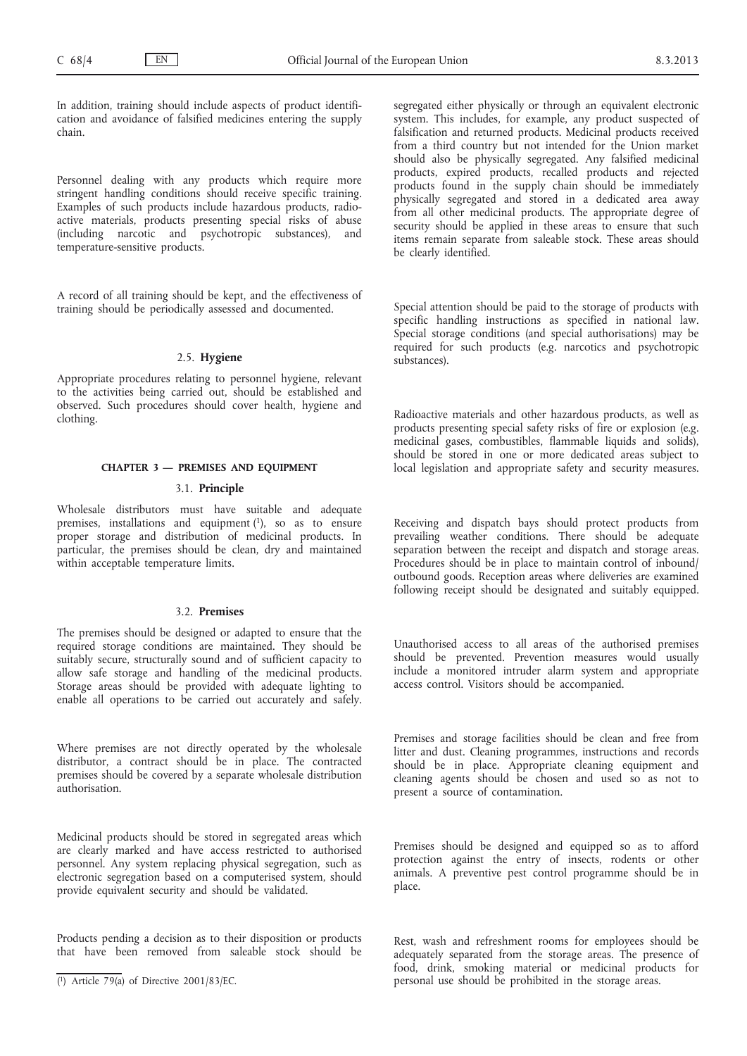In addition, training should include aspects of product identification and avoidance of falsified medicines entering the supply chain.

Personnel dealing with any products which require more stringent handling conditions should receive specific training. Examples of such products include hazardous products, radioactive materials, products presenting special risks of abuse (including narcotic and psychotropic substances), and temperature-sensitive products.

A record of all training should be kept, and the effectiveness of training should be periodically assessed and documented.

### 2.5. **Hygiene**

Appropriate procedures relating to personnel hygiene, relevant to the activities being carried out, should be established and observed. Such procedures should cover health, hygiene and clothing.

## CHAPTER 3 — PREMISES AND EQUIPMENT

### 3.1. **Principle**

Wholesale distributors must have suitable and adequate premises, installations and equipment [1], so as to ensure proper storage and distribution of medicinal products. In particular, the premises should be clean, dry and maintained within acceptable temperature limits.

### 3.2. **Premises**

The premises should be designed or adapted to ensure that the required storage conditions are maintained. They should be suitably secure, structurally sound and of sufficient capacity to allow safe storage and handling of the medicinal products. Storage areas should be provided with adequate lighting to enable all operations to be carried out accurately and safely.

Where premises are not directly operated by the wholesale distributor, a contract should be in place. The contracted premises should be covered by a separate wholesale distribution authorisation.

Medicinal products should be stored in segregated areas which are clearly marked and have access restricted to authorised personnel. Any system replacing physical segregation, such as electronic segregation based on a computerised system, should provide equivalent security and should be validated.

Products pending a decision as to their disposition or products that have been removed from saleable stock should be segregated either physically or through an equivalent electronic system. This includes, for example, any product suspected of falsification and returned products. Medicinal products received from a third country but not intended for the Union market should also be physically segregated. Any falsified medicinal products, expired products, recalled products and rejected products found in the supply chain should be immediately physically segregated and stored in a dedicated area away from all other medicinal products. The appropriate degree of security should be applied in these areas to ensure that such items remain separate from saleable stock. These areas should be clearly identified.

Special attention should be paid to the storage of products with specific handling instructions as specified in national law. Special storage conditions (and special authorisations) may be required for such products (e.g. narcotics and psychotropic substances).

Radioactive materials and other hazardous products, as well as products presenting special safety risks of fire or explosion (e.g. medicinal gases, combustibles, flammable liquids and solids), should be stored in one or more dedicated areas subject to local legislation and appropriate safety and security measures.

Receiving and dispatch bays should protect products from prevailing weather conditions. There should be adequate separation between the receipt and dispatch and storage areas. Procedures should be in place to maintain control of inbound/outbound goods. Reception areas where deliveries are examined following receipt should be designated and suitably equipped.

Unauthorised access to all areas of the authorised premises should be prevented. Prevention measures would usually include a monitored intruder alarm system and appropriate access control. Visitors should be accompanied.

Premises and storage facilities should be clean and free from litter and dust. Cleaning programmes, instructions and records should be in place. Appropriate cleaning equipment and cleaning agents should be chosen and used so as not to present a source of contamination.

Premises should be designed and equipped so as to afford protection against the entry of insects, rodents or other animals. A preventive pest control programme should be in place.

Rest, wash and refreshment rooms for employees should be adequately separated from the storage areas. The presence of food, drink, smoking material or medicinal products for personal use should be prohibited in the storage areas.

---

[1] Article 79(a) of Directive 2001/83/EC.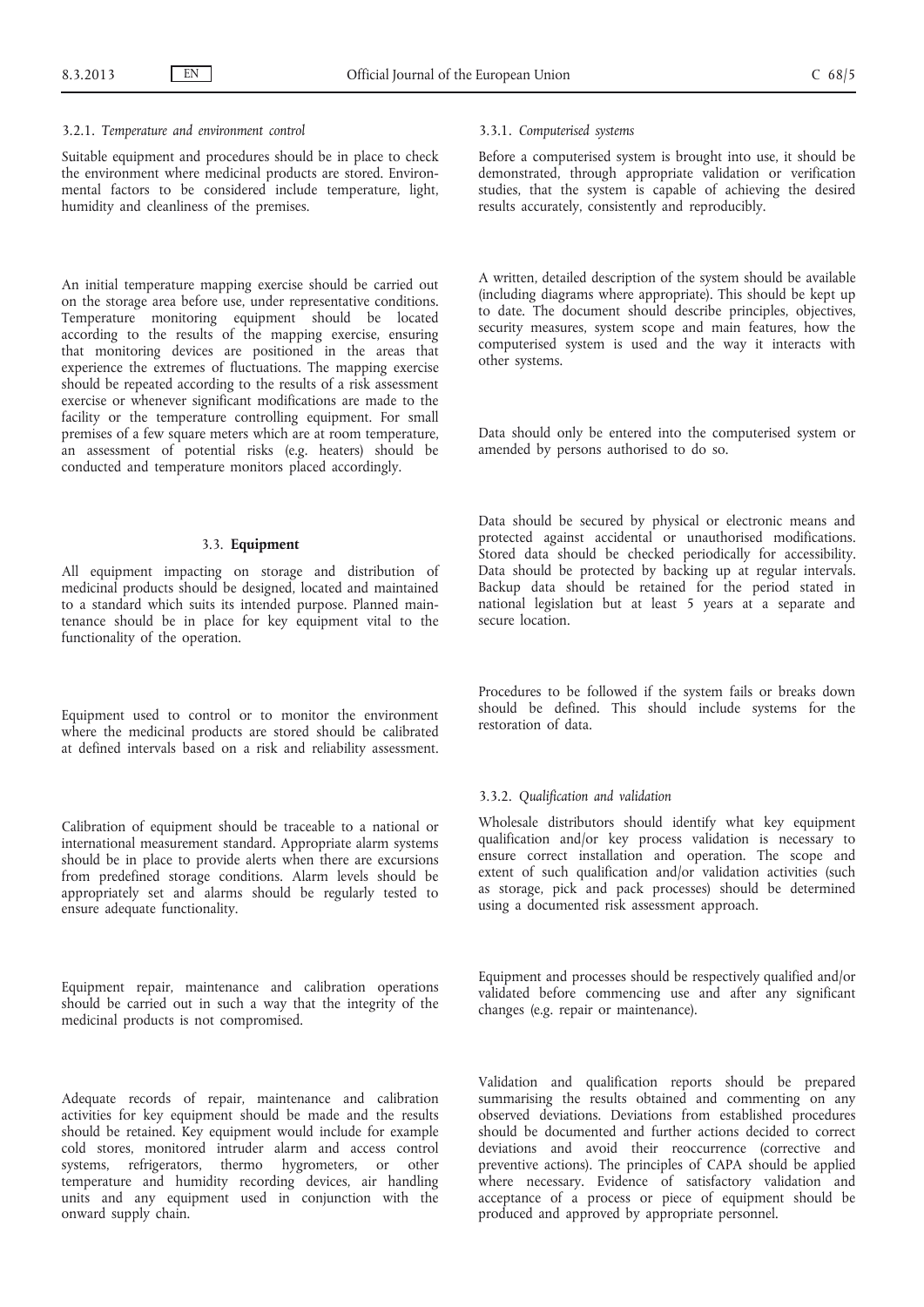#### 3.2.1. *Temperature and environment control*

Suitable equipment and procedures should be in place to check the environment where medicinal products are stored. Environmental factors to be considered include temperature, light, humidity and cleanliness of the premises.

An initial temperature mapping exercise should be carried out on the storage area before use, under representative conditions. Temperature monitoring equipment should be located according to the results of the mapping exercise, ensuring that monitoring devices are positioned in the areas that experience the extremes of fluctuations. The mapping exercise should be repeated according to the results of a risk assessment exercise or whenever significant modifications are made to the facility or the temperature controlling equipment. For small premises of a few square meters which are at room temperature, an assessment of potential risks (e.g. heaters) should be conducted and temperature monitors placed accordingly.

### 3.3. **Equipment**

All equipment impacting on storage and distribution of medicinal products should be designed, located and maintained to a standard which suits its intended purpose. Planned maintenance should be in place for key equipment vital to the functionality of the operation.

Equipment used to control or to monitor the environment where the medicinal products are stored should be calibrated at defined intervals based on a risk and reliability assessment.

Calibration of equipment should be traceable to a national or international measurement standard. Appropriate alarm systems should be in place to provide alerts when there are excursions from predefined storage conditions. Alarm levels should be appropriately set and alarms should be regularly tested to ensure adequate functionality.

Equipment repair, maintenance and calibration operations should be carried out in such a way that the integrity of the medicinal products is not compromised.

Adequate records of repair, maintenance and calibration activities for key equipment should be made and the results should be retained. Key equipment would include for example cold stores, monitored intruder alarm and access control systems, refrigerators, thermo hygrometers, or other temperature and humidity recording devices, air handling units and any equipment used in conjunction with the onward supply chain.

#### 3.3.1. *Computerised systems*

Before a computerised system is brought into use, it should be demonstrated, through appropriate validation or verification studies, that the system is capable of achieving the desired results accurately, consistently and reproducibly.

A written, detailed description of the system should be available (including diagrams where appropriate). This should be kept up to date. The document should describe principles, objectives, security measures, system scope and main features, how the computerised system is used and the way it interacts with other systems.

Data should only be entered into the computerised system or amended by persons authorised to do so.

Data should be secured by physical or electronic means and protected against accidental or unauthorised modifications. Stored data should be checked periodically for accessibility. Data should be protected by backing up at regular intervals. Backup data should be retained for the period stated in national legislation but at least 5 years at a separate and secure location.

Procedures to be followed if the system fails or breaks down should be defined. This should include systems for the restoration of data.

#### 3.3.2. *Qualification and validation*

Wholesale distributors should identify what key equipment qualification and/or key process validation is necessary to ensure correct installation and operation. The scope and extent of such qualification and/or validation activities (such as storage, pick and pack processes) should be determined using a documented risk assessment approach.

Equipment and processes should be respectively qualified and/or validated before commencing use and after any significant changes (e.g. repair or maintenance).

Validation and qualification reports should be prepared summarising the results obtained and commenting on any observed deviations. Deviations from established procedures should be documented and further actions decided to correct deviations and avoid their reoccurrence (corrective and preventive actions). The principles of CAPA should be applied where necessary. Evidence of satisfactory validation and acceptance of a process or piece of equipment should be produced and approved by appropriate personnel.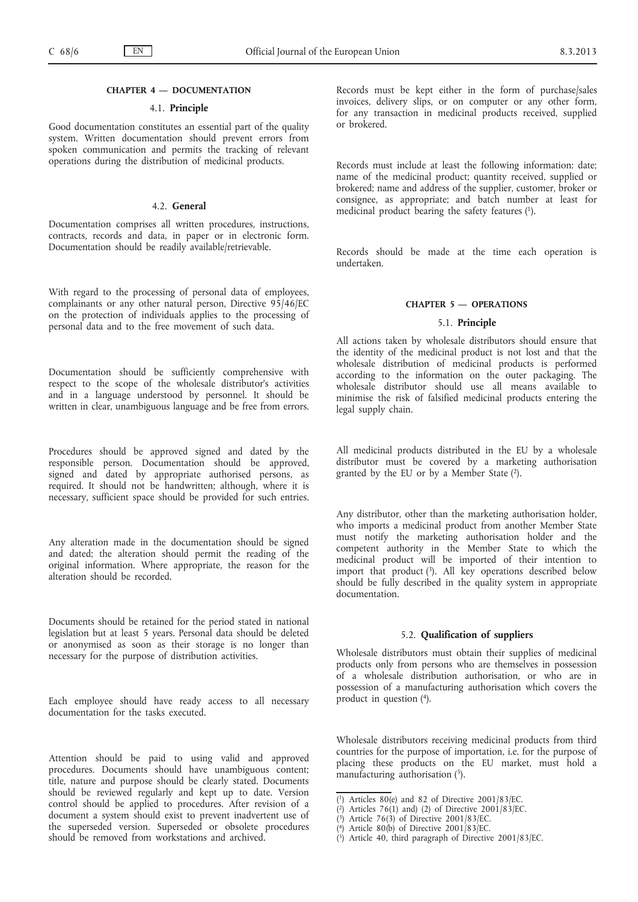## CHAPTER 4 — DOCUMENTATION

### 4.1. Principle

Good documentation constitutes an essential part of the quality system. Written documentation should prevent errors from spoken communication and permits the tracking of relevant operations during the distribution of medicinal products.

### 4.2. General

Documentation comprises all written procedures, instructions, contracts, records and data, in paper or in electronic form. Documentation should be readily available/retrievable.

With regard to the processing of personal data of employees, complainants or any other natural person, Directive 95/46/EC on the protection of individuals applies to the processing of personal data and to the free movement of such data.

Documentation should be sufficiently comprehensive with respect to the scope of the wholesale distributor's activities and in a language understood by personnel. It should be written in clear, unambiguous language and be free from errors.

Procedures should be approved signed and dated by the responsible person. Documentation should be approved, signed and dated by appropriate authorised persons, as required. It should not be handwritten; although, where it is necessary, sufficient space should be provided for such entries.

Any alteration made in the documentation should be signed and dated; the alteration should permit the reading of the original information. Where appropriate, the reason for the alteration should be recorded.

Documents should be retained for the period stated in national legislation but at least 5 years. Personal data should be deleted or anonymised as soon as their storage is no longer than necessary for the purpose of distribution activities.

Each employee should have ready access to all necessary documentation for the tasks executed.

Attention should be paid to using valid and approved procedures. Documents should have unambiguous content; title, nature and purpose should be clearly stated. Documents should be reviewed regularly and kept up to date. Version control should be applied to procedures. After revision of a document a system should exist to prevent inadvertent use of the superseded version. Superseded or obsolete procedures should be removed from workstations and archived.

Records must be kept either in the form of purchase/sales invoices, delivery slips, or on computer or any other form, for any transaction in medicinal products received, supplied or brokered.

Records must include at least the following information: date; name of the medicinal product; quantity received, supplied or brokered; name and address of the supplier, customer, broker or consignee, as appropriate; and batch number at least for medicinal product bearing the safety features [1].

Records should be made at the time each operation is undertaken.

## CHAPTER 5 — OPERATIONS

### 5.1. Principle

All actions taken by wholesale distributors should ensure that the identity of the medicinal product is not lost and that the wholesale distribution of medicinal products is performed according to the information on the outer packaging. The wholesale distributor should use all means available to minimise the risk of falsified medicinal products entering the legal supply chain.

All medicinal products distributed in the EU by a wholesale distributor must be covered by a marketing authorisation granted by the EU or by a Member State [2].

Any distributor, other than the marketing authorisation holder, who imports a medicinal product from another Member State must notify the marketing authorisation holder and the competent authority in the Member State to which the medicinal product will be imported of their intention to import that product [3]. All key operations described below should be fully described in the quality system in appropriate documentation.

### 5.2. Qualification of suppliers

Wholesale distributors must obtain their supplies of medicinal products only from persons who are themselves in possession of a wholesale distribution authorisation, or who are in possession of a manufacturing authorisation which covers the product in question [4].

Wholesale distributors receiving medicinal products from third countries for the purpose of importation, i.e. for the purpose of placing these products on the EU market, must hold a manufacturing authorisation [5].

---

[1] Articles 80(e) and 82 of Directive 2001/83/EC.

[2] Articles 76(1) and) (2) of Directive 2001/83/EC.

[3] Article 76(3) of Directive 2001/83/EC.

[4] Article 80(b) of Directive 2001/83/EC.

[5] Article 40, third paragraph of Directive 2001/83/EC.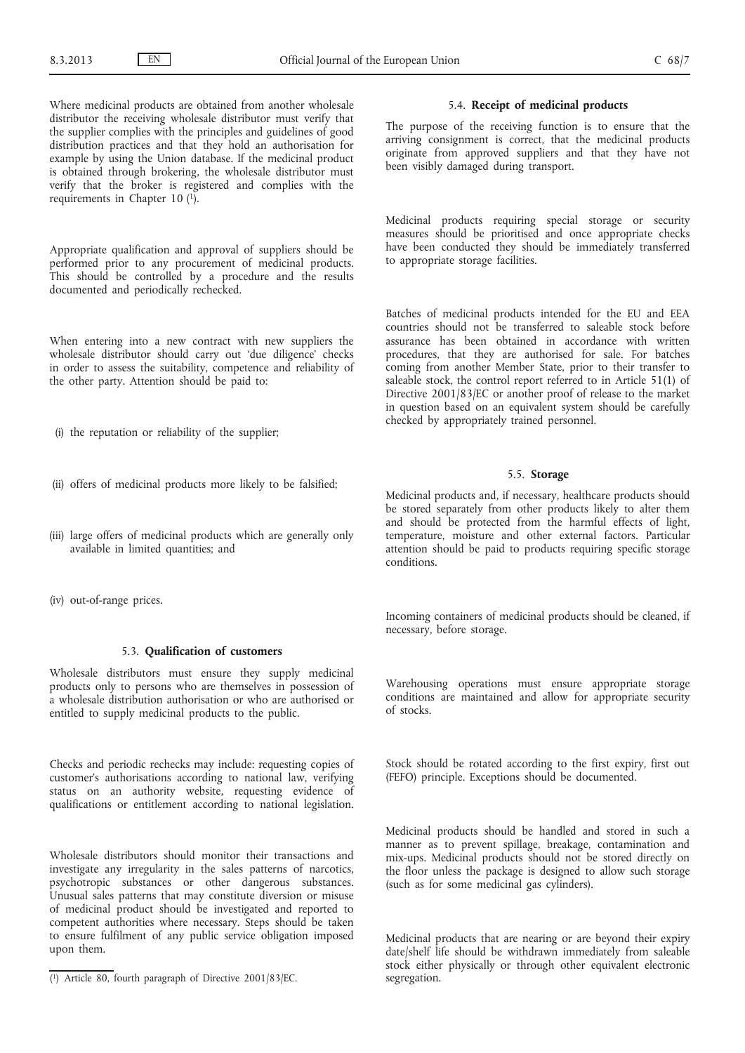Where medicinal products are obtained from another wholesale distributor the receiving wholesale distributor must verify that the supplier complies with the principles and guidelines of good distribution practices and that they hold an authorisation for example by using the Union database. If the medicinal product is obtained through brokering, the wholesale distributor must verify that the broker is registered and complies with the requirements in Chapter 10 [1].

Appropriate qualification and approval of suppliers should be performed prior to any procurement of medicinal products. This should be controlled by a procedure and the results documented and periodically rechecked.

When entering into a new contract with new suppliers the wholesale distributor should carry out 'due diligence' checks in order to assess the suitability, competence and reliability of the other party. Attention should be paid to:

(i) the reputation or reliability of the supplier;

(ii) offers of medicinal products more likely to be falsified;

(iii) large offers of medicinal products which are generally only available in limited quantities; and

(iv) out-of-range prices.

### 5.3. **Qualification of customers**

Wholesale distributors must ensure they supply medicinal products only to persons who are themselves in possession of a wholesale distribution authorisation or who are authorised or entitled to supply medicinal products to the public.

Checks and periodic rechecks may include: requesting copies of customer's authorisations according to national law, verifying status on an authority website, requesting evidence of qualifications or entitlement according to national legislation.

Wholesale distributors should monitor their transactions and investigate any irregularity in the sales patterns of narcotics, psychotropic substances or other dangerous substances. Unusual sales patterns that may constitute diversion or misuse of medicinal product should be investigated and reported to competent authorities where necessary. Steps should be taken to ensure fulfilment of any public service obligation imposed upon them.

### 5.4. **Receipt of medicinal products**

The purpose of the receiving function is to ensure that the arriving consignment is correct, that the medicinal products originate from approved suppliers and that they have not been visibly damaged during transport.

Medicinal products requiring special storage or security measures should be prioritised and once appropriate checks have been conducted they should be immediately transferred to appropriate storage facilities.

Batches of medicinal products intended for the EU and EEA countries should not be transferred to saleable stock before assurance has been obtained in accordance with written procedures, that they are authorised for sale. For batches coming from another Member State, prior to their transfer to saleable stock, the control report referred to in Article 51(1) of Directive 2001/83/EC or another proof of release to the market in question based on an equivalent system should be carefully checked by appropriately trained personnel.

### 5.5. **Storage**

Medicinal products and, if necessary, healthcare products should be stored separately from other products likely to alter them and should be protected from the harmful effects of light, temperature, moisture and other external factors. Particular attention should be paid to products requiring specific storage conditions.

Incoming containers of medicinal products should be cleaned, if necessary, before storage.

Warehousing operations must ensure appropriate storage conditions are maintained and allow for appropriate security of stocks.

Stock should be rotated according to the first expiry, first out (FEFO) principle. Exceptions should be documented.

Medicinal products should be handled and stored in such a manner as to prevent spillage, breakage, contamination and mix-ups. Medicinal products should not be stored directly on the floor unless the package is designed to allow such storage (such as for some medicinal gas cylinders).

Medicinal products that are nearing or are beyond their expiry date/shelf life should be withdrawn immediately from saleable stock either physically or through other equivalent electronic segregation.

---

[1] Article 80, fourth paragraph of Directive 2001/83/EC.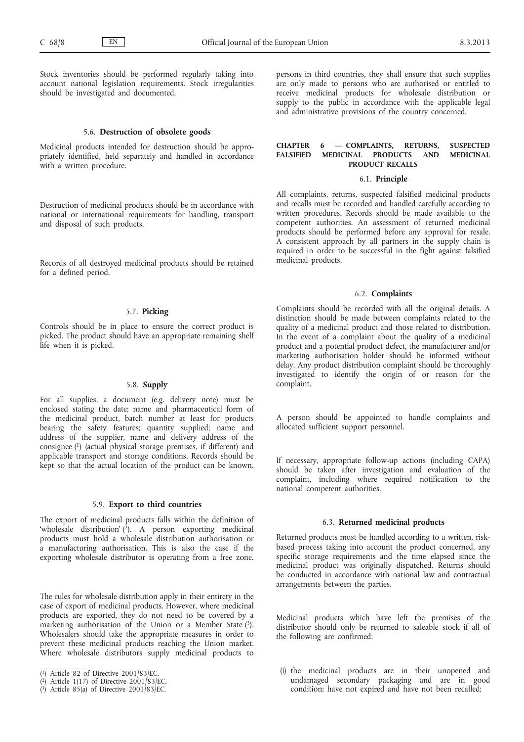Stock inventories should be performed regularly taking into account national legislation requirements. Stock irregularities should be investigated and documented.

### 5.6. **Destruction of obsolete goods**

Medicinal products intended for destruction should be appropriately identified, held separately and handled in accordance with a written procedure.

Destruction of medicinal products should be in accordance with national or international requirements for handling, transport and disposal of such products.

Records of all destroyed medicinal products should be retained for a defined period.

### 5.7. **Picking**

Controls should be in place to ensure the correct product is picked. The product should have an appropriate remaining shelf life when it is picked.

### 5.8. **Supply**

For all supplies, a document (e.g. delivery note) must be enclosed stating the date; name and pharmaceutical form of the medicinal product, batch number at least for products bearing the safety features; quantity supplied; name and address of the supplier, name and delivery address of the consignee [1] (actual physical storage premises, if different) and applicable transport and storage conditions. Records should be kept so that the actual location of the product can be known.

### 5.9. **Export to third countries**

The export of medicinal products falls within the definition of 'wholesale distribution' [2]. A person exporting medicinal products must hold a wholesale distribution authorisation or a manufacturing authorisation. This is also the case if the exporting wholesale distributor is operating from a free zone.

The rules for wholesale distribution apply in their entirety in the case of export of medicinal products. However, where medicinal products are exported, they do not need to be covered by a marketing authorisation of the Union or a Member State [3]. Wholesalers should take the appropriate measures in order to prevent these medicinal products reaching the Union market. Where wholesale distributors supply medicinal products to persons in third countries, they shall ensure that such supplies are only made to persons who are authorised or entitled to receive medicinal products for wholesale distribution or supply to the public in accordance with the applicable legal and administrative provisions of the country concerned.

## CHAPTER 6 — COMPLAINTS, RETURNS, SUSPECTED FALSIFIED MEDICINAL PRODUCTS AND MEDICINAL PRODUCT RECALLS

### 6.1. **Principle**

All complaints, returns, suspected falsified medicinal products and recalls must be recorded and handled carefully according to written procedures. Records should be made available to the competent authorities. An assessment of returned medicinal products should be performed before any approval for resale. A consistent approach by all partners in the supply chain is required in order to be successful in the fight against falsified medicinal products.

### 6.2. **Complaints**

Complaints should be recorded with all the original details. A distinction should be made between complaints related to the quality of a medicinal product and those related to distribution. In the event of a complaint about the quality of a medicinal product and a potential product defect, the manufacturer and/or marketing authorisation holder should be informed without delay. Any product distribution complaint should be thoroughly investigated to identify the origin of or reason for the complaint.

A person should be appointed to handle complaints and allocated sufficient support personnel.

If necessary, appropriate follow-up actions (including CAPA) should be taken after investigation and evaluation of the complaint, including where required notification to the national competent authorities.

### 6.3. **Returned medicinal products**

Returned products must be handled according to a written, risk-based process taking into account the product concerned, any specific storage requirements and the time elapsed since the medicinal product was originally dispatched. Returns should be conducted in accordance with national law and contractual arrangements between the parties.

Medicinal products which have left the premises of the distributor should only be returned to saleable stock if all of the following are confirmed:

(i) the medicinal products are in their unopened and undamaged secondary packaging and are in good condition; have not expired and have not been recalled;

---

[1] Article 82 of Directive 2001/83/EC.
[2] Article 1(17) of Directive 2001/83/EC.
[3] Article 85(a) of Directive 2001/83/EC.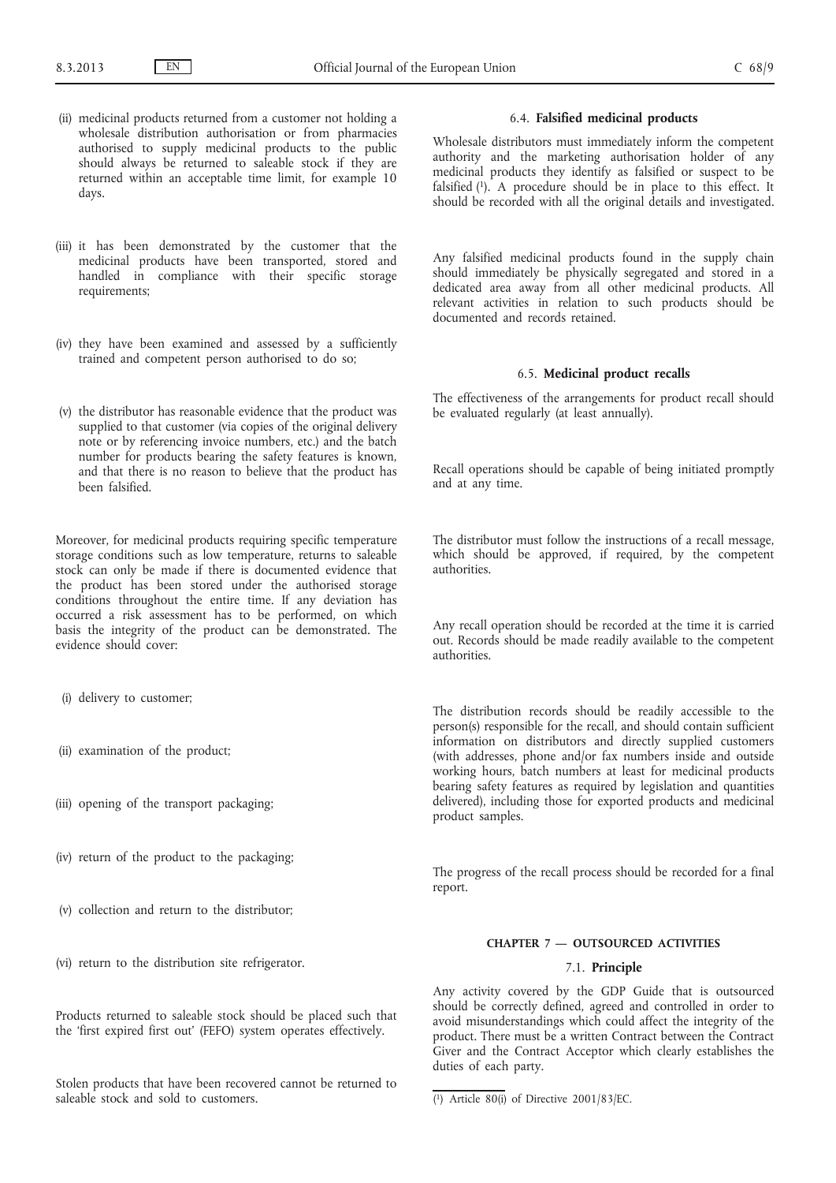(ii) medicinal products returned from a customer not holding a wholesale distribution authorisation or from pharmacies authorised to supply medicinal products to the public should always be returned to saleable stock if they are returned within an acceptable time limit, for example 10 days.

(iii) it has been demonstrated by the customer that the medicinal products have been transported, stored and handled in compliance with their specific storage requirements;

(iv) they have been examined and assessed by a sufficiently trained and competent person authorised to do so;

(v) the distributor has reasonable evidence that the product was supplied to that customer (via copies of the original delivery note or by referencing invoice numbers, etc.) and the batch number for products bearing the safety features is known, and that there is no reason to believe that the product has been falsified.

Moreover, for medicinal products requiring specific temperature storage conditions such as low temperature, returns to saleable stock can only be made if there is documented evidence that the product has been stored under the authorised storage conditions throughout the entire time. If any deviation has occurred a risk assessment has to be performed, on which basis the integrity of the product can be demonstrated. The evidence should cover:

(i) delivery to customer;

(ii) examination of the product;

(iii) opening of the transport packaging;

(iv) return of the product to the packaging;

(v) collection and return to the distributor;

(vi) return to the distribution site refrigerator.

Products returned to saleable stock should be placed such that the 'first expired first out' (FEFO) system operates effectively.

Stolen products that have been recovered cannot be returned to saleable stock and sold to customers.

### 6.4. **Falsified medicinal products**

Wholesale distributors must immediately inform the competent authority and the marketing authorisation holder of any medicinal products they identify as falsified or suspect to be falsified [1]. A procedure should be in place to this effect. It should be recorded with all the original details and investigated.

Any falsified medicinal products found in the supply chain should immediately be physically segregated and stored in a dedicated area away from all other medicinal products. All relevant activities in relation to such products should be documented and records retained.

### 6.5. **Medicinal product recalls**

The effectiveness of the arrangements for product recall should be evaluated regularly (at least annually).

Recall operations should be capable of being initiated promptly and at any time.

The distributor must follow the instructions of a recall message, which should be approved, if required, by the competent authorities.

Any recall operation should be recorded at the time it is carried out. Records should be made readily available to the competent authorities.

The distribution records should be readily accessible to the person(s) responsible for the recall, and should contain sufficient information on distributors and directly supplied customers (with addresses, phone and/or fax numbers inside and outside working hours, batch numbers at least for medicinal products bearing safety features as required by legislation and quantities delivered), including those for exported products and medicinal product samples.

The progress of the recall process should be recorded for a final report.

## CHAPTER 7 — OUTSOURCED ACTIVITIES

### 7.1. **Principle**

Any activity covered by the GDP Guide that is outsourced should be correctly defined, agreed and controlled in order to avoid misunderstandings which could affect the integrity of the product. There must be a written Contract between the Contract Giver and the Contract Acceptor which clearly establishes the duties of each party.

[1] Article 80(i) of Directive 2001/83/EC.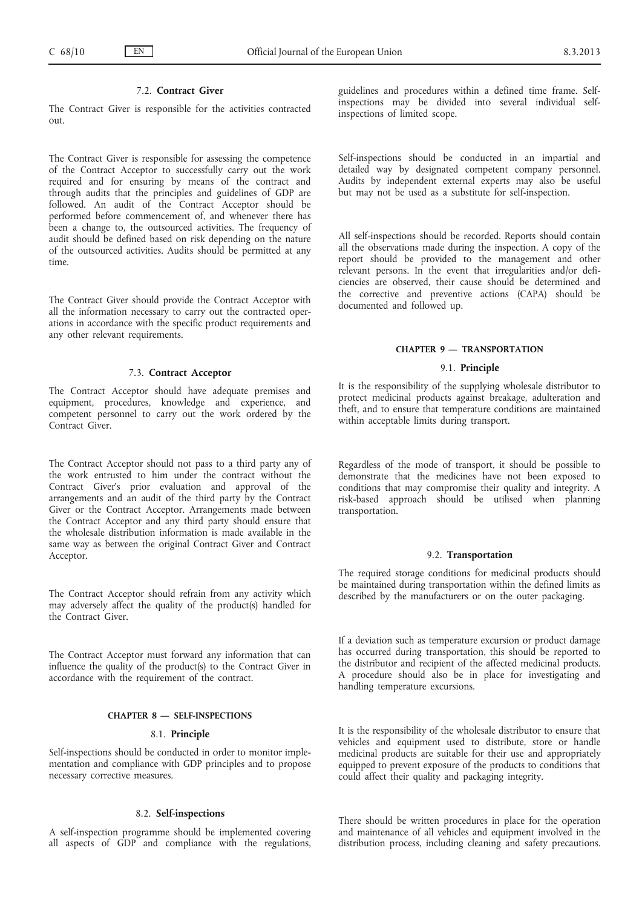### 7.2. **Contract Giver**

The Contract Giver is responsible for the activities contracted out.

The Contract Giver is responsible for assessing the competence of the Contract Acceptor to successfully carry out the work required and for ensuring by means of the contract and through audits that the principles and guidelines of GDP are followed. An audit of the Contract Acceptor should be performed before commencement of, and whenever there has been a change to, the outsourced activities. The frequency of audit should be defined based on risk depending on the nature of the outsourced activities. Audits should be permitted at any time.

The Contract Giver should provide the Contract Acceptor with all the information necessary to carry out the contracted operations in accordance with the specific product requirements and any other relevant requirements.

### 7.3. **Contract Acceptor**

The Contract Acceptor should have adequate premises and equipment, procedures, knowledge and experience, and competent personnel to carry out the work ordered by the Contract Giver.

The Contract Acceptor should not pass to a third party any of the work entrusted to him under the contract without the Contract Giver's prior evaluation and approval of the arrangements and an audit of the third party by the Contract Giver or the Contract Acceptor. Arrangements made between the Contract Acceptor and any third party should ensure that the wholesale distribution information is made available in the same way as between the original Contract Giver and Contract Acceptor.

The Contract Acceptor should refrain from any activity which may adversely affect the quality of the product(s) handled for the Contract Giver.

The Contract Acceptor must forward any information that can influence the quality of the product(s) to the Contract Giver in accordance with the requirement of the contract.

## CHAPTER 8 — SELF-INSPECTIONS

### 8.1. **Principle**

Self-inspections should be conducted in order to monitor implementation and compliance with GDP principles and to propose necessary corrective measures.

### 8.2. **Self-inspections**

A self-inspection programme should be implemented covering all aspects of GDP and compliance with the regulations, guidelines and procedures within a defined time frame. Self-inspections may be divided into several individual self-inspections of limited scope.

Self-inspections should be conducted in an impartial and detailed way by designated competent company personnel. Audits by independent external experts may also be useful but may not be used as a substitute for self-inspection.

All self-inspections should be recorded. Reports should contain all the observations made during the inspection. A copy of the report should be provided to the management and other relevant persons. In the event that irregularities and/or deficiencies are observed, their cause should be determined and the corrective and preventive actions (CAPA) should be documented and followed up.

## CHAPTER 9 — TRANSPORTATION

### 9.1. **Principle**

It is the responsibility of the supplying wholesale distributor to protect medicinal products against breakage, adulteration and theft, and to ensure that temperature conditions are maintained within acceptable limits during transport.

Regardless of the mode of transport, it should be possible to demonstrate that the medicines have not been exposed to conditions that may compromise their quality and integrity. A risk-based approach should be utilised when planning transportation.

### 9.2. **Transportation**

The required storage conditions for medicinal products should be maintained during transportation within the defined limits as described by the manufacturers or on the outer packaging.

If a deviation such as temperature excursion or product damage has occurred during transportation, this should be reported to the distributor and recipient of the affected medicinal products. A procedure should also be in place for investigating and handling temperature excursions.

It is the responsibility of the wholesale distributor to ensure that vehicles and equipment used to distribute, store or handle medicinal products are suitable for their use and appropriately equipped to prevent exposure of the products to conditions that could affect their quality and packaging integrity.

There should be written procedures in place for the operation and maintenance of all vehicles and equipment involved in the distribution process, including cleaning and safety precautions.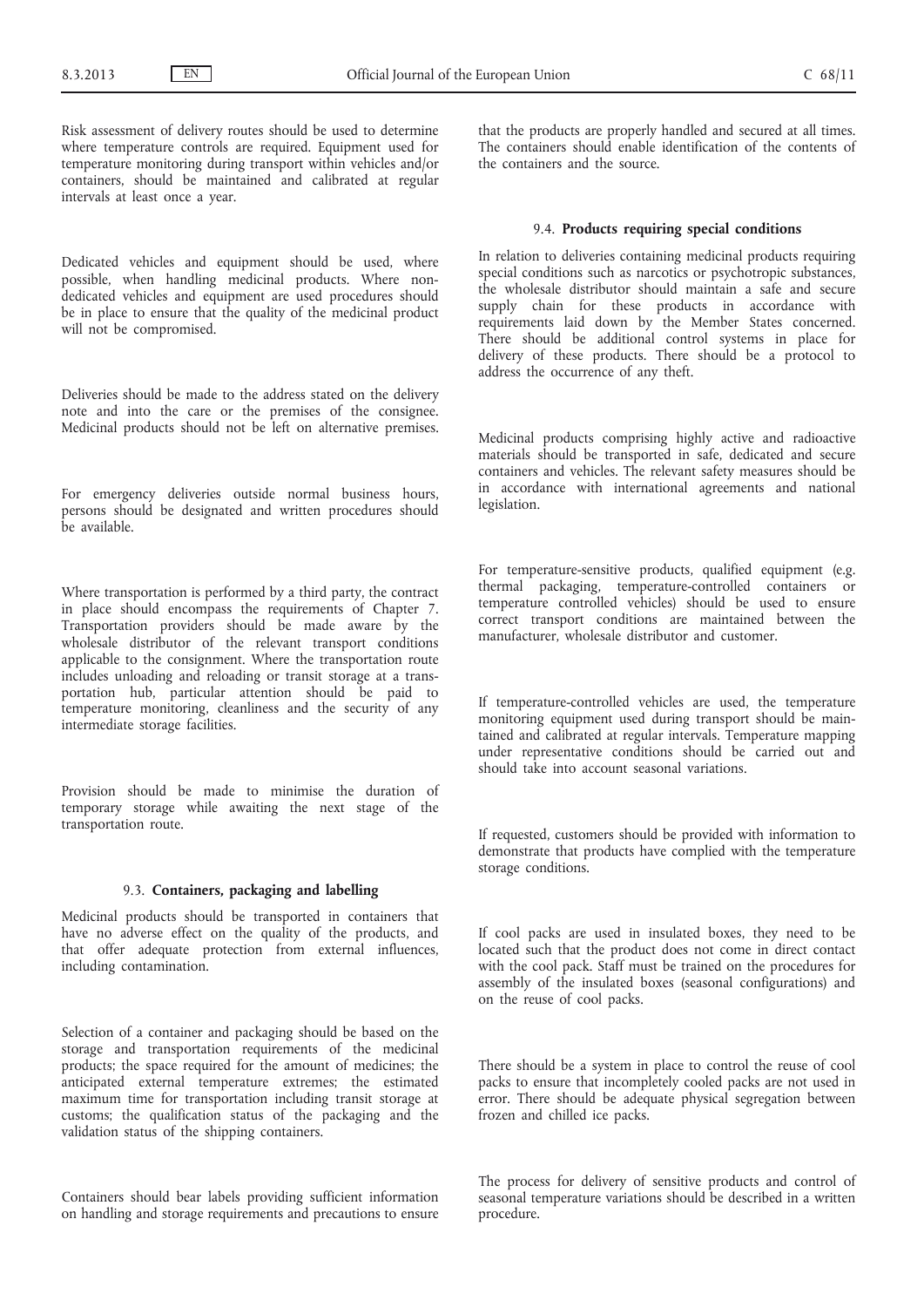Risk assessment of delivery routes should be used to determine where temperature controls are required. Equipment used for temperature monitoring during transport within vehicles and/or containers, should be maintained and calibrated at regular intervals at least once a year.

Dedicated vehicles and equipment should be used, where possible, when handling medicinal products. Where non-dedicated vehicles and equipment are used procedures should be in place to ensure that the quality of the medicinal product will not be compromised.

Deliveries should be made to the address stated on the delivery note and into the care or the premises of the consignee. Medicinal products should not be left on alternative premises.

For emergency deliveries outside normal business hours, persons should be designated and written procedures should be available.

Where transportation is performed by a third party, the contract in place should encompass the requirements of Chapter 7. Transportation providers should be made aware by the wholesale distributor of the relevant transport conditions applicable to the consignment. Where the transportation route includes unloading and reloading or transit storage at a transportation hub, particular attention should be paid to temperature monitoring, cleanliness and the security of any intermediate storage facilities.

Provision should be made to minimise the duration of temporary storage while awaiting the next stage of the transportation route.

### 9.3. **Containers, packaging and labelling**

Medicinal products should be transported in containers that have no adverse effect on the quality of the products, and that offer adequate protection from external influences, including contamination.

Selection of a container and packaging should be based on the storage and transportation requirements of the medicinal products; the space required for the amount of medicines; the anticipated external temperature extremes; the estimated maximum time for transportation including transit storage at customs; the qualification status of the packaging and the validation status of the shipping containers.

Containers should bear labels providing sufficient information on handling and storage requirements and precautions to ensure that the products are properly handled and secured at all times. The containers should enable identification of the contents of the containers and the source.

### 9.4. **Products requiring special conditions**

In relation to deliveries containing medicinal products requiring special conditions such as narcotics or psychotropic substances, the wholesale distributor should maintain a safe and secure supply chain for these products in accordance with requirements laid down by the Member States concerned. There should be additional control systems in place for delivery of these products. There should be a protocol to address the occurrence of any theft.

Medicinal products comprising highly active and radioactive materials should be transported in safe, dedicated and secure containers and vehicles. The relevant safety measures should be in accordance with international agreements and national legislation.

For temperature-sensitive products, qualified equipment (e.g. thermal packaging, temperature-controlled containers or temperature controlled vehicles) should be used to ensure correct transport conditions are maintained between the manufacturer, wholesale distributor and customer.

If temperature-controlled vehicles are used, the temperature monitoring equipment used during transport should be maintained and calibrated at regular intervals. Temperature mapping under representative conditions should be carried out and should take into account seasonal variations.

If requested, customers should be provided with information to demonstrate that products have complied with the temperature storage conditions.

If cool packs are used in insulated boxes, they need to be located such that the product does not come in direct contact with the cool pack. Staff must be trained on the procedures for assembly of the insulated boxes (seasonal configurations) and on the reuse of cool packs.

There should be a system in place to control the reuse of cool packs to ensure that incompletely cooled packs are not used in error. There should be adequate physical segregation between frozen and chilled ice packs.

The process for delivery of sensitive products and control of seasonal temperature variations should be described in a written procedure.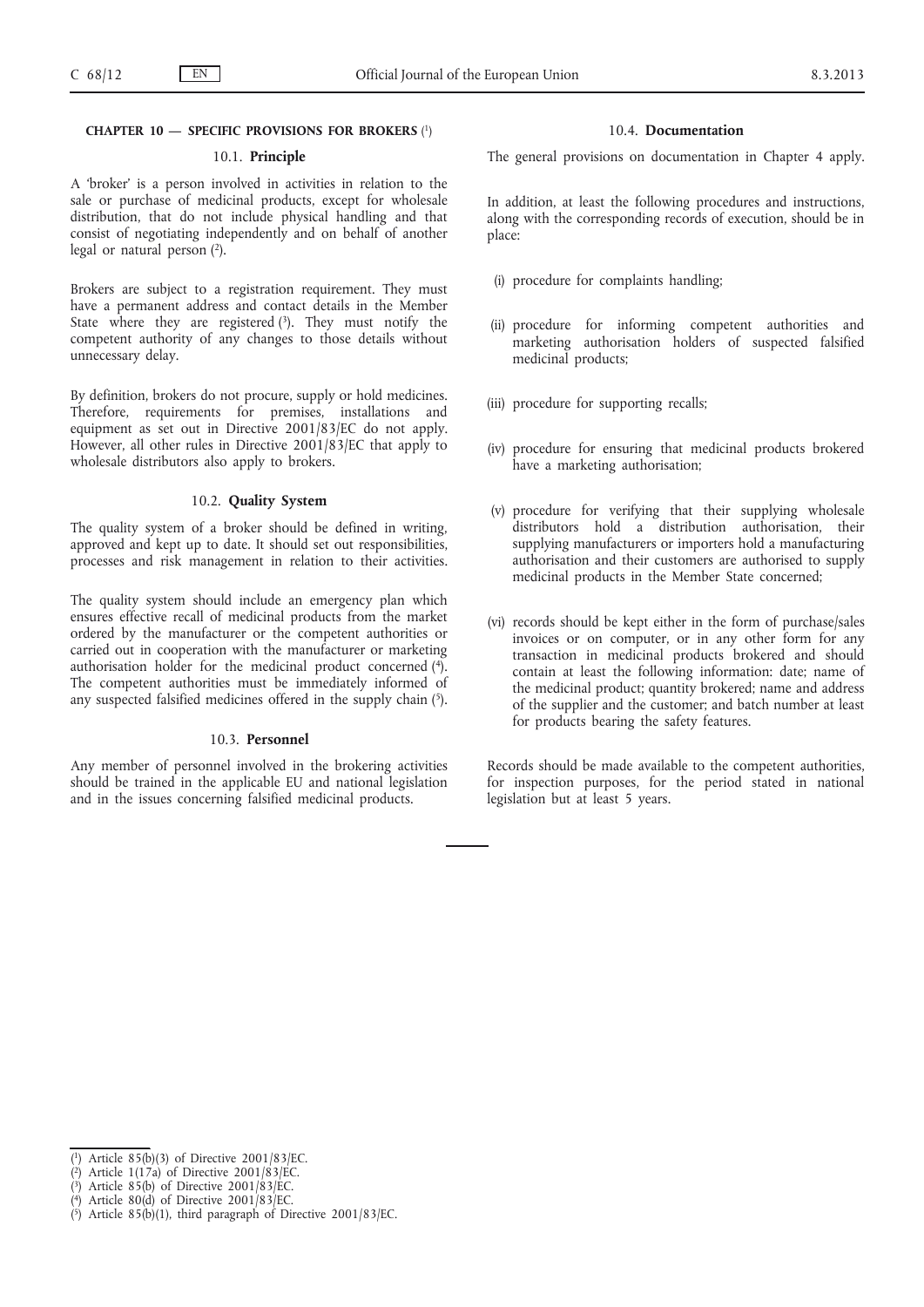## CHAPTER 10 — SPECIFIC PROVISIONS FOR BROKERS [1]

### 10.1. **Principle**

A 'broker' is a person involved in activities in relation to the sale or purchase of medicinal products, except for wholesale distribution, that do not include physical handling and that consist of negotiating independently and on behalf of another legal or natural person [2].

Brokers are subject to a registration requirement. They must have a permanent address and contact details in the Member State where they are registered [3]. They must notify the competent authority of any changes to those details without unnecessary delay.

By definition, brokers do not procure, supply or hold medicines. Therefore, requirements for premises, installations and equipment as set out in Directive 2001/83/EC do not apply. However, all other rules in Directive 2001/83/EC that apply to wholesale distributors also apply to brokers.

### 10.2. **Quality System**

The quality system of a broker should be defined in writing, approved and kept up to date. It should set out responsibilities, processes and risk management in relation to their activities.

The quality system should include an emergency plan which ensures effective recall of medicinal products from the market ordered by the manufacturer or the competent authorities or carried out in cooperation with the manufacturer or marketing authorisation holder for the medicinal product concerned [4]. The competent authorities must be immediately informed of any suspected falsified medicines offered in the supply chain [5].

### 10.3. **Personnel**

Any member of personnel involved in the brokering activities should be trained in the applicable EU and national legislation and in the issues concerning falsified medicinal products.

### 10.4. **Documentation**

The general provisions on documentation in Chapter 4 apply.

In addition, at least the following procedures and instructions, along with the corresponding records of execution, should be in place:

(i) procedure for complaints handling;

(ii) procedure for informing competent authorities and marketing authorisation holders of suspected falsified medicinal products;

(iii) procedure for supporting recalls;

(iv) procedure for ensuring that medicinal products brokered have a marketing authorisation;

(v) procedure for verifying that their supplying wholesale distributors hold a distribution authorisation, their supplying manufacturers or importers hold a manufacturing authorisation and their customers are authorised to supply medicinal products in the Member State concerned;

(vi) records should be kept either in the form of purchase/sales invoices or on computer, or in any other form for any transaction in medicinal products brokered and should contain at least the following information: date; name of the medicinal product; quantity brokered; name and address of the supplier and the customer; and batch number at least for products bearing the safety features.

Records should be made available to the competent authorities, for inspection purposes, for the period stated in national legislation but at least 5 years.

---

[1] Article 85(b)(3) of Directive 2001/83/EC.
[2] Article 1(17a) of Directive 2001/83/EC.
[3] Article 85(b) of Directive 2001/83/EC.
[4] Article 80(d) of Directive 2001/83/EC.
[5] Article 85(b)(1), third paragraph of Directive 2001/83/EC.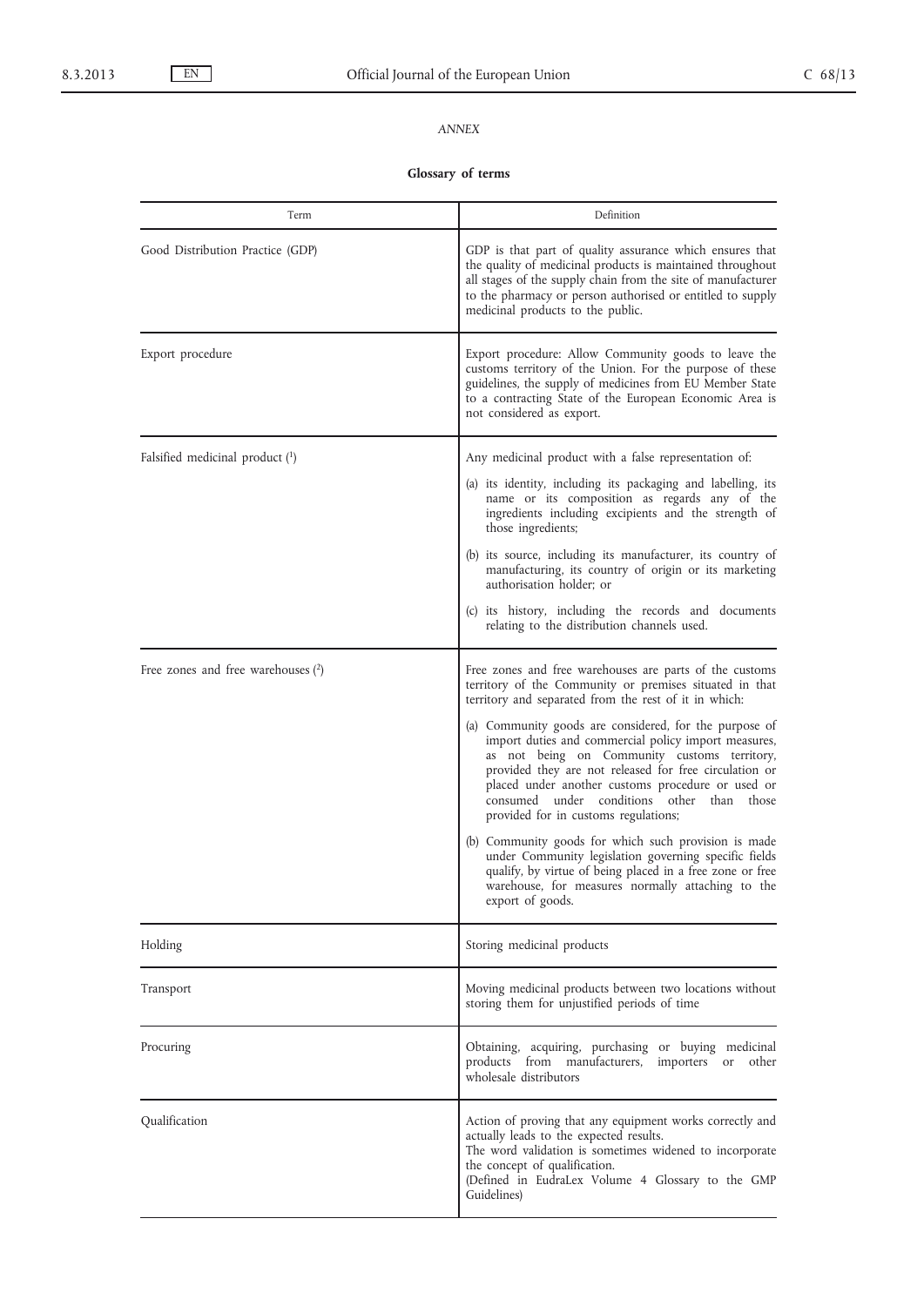*ANNEX*

## Glossary of terms

| Term | Definition |
|---|---|
| Good Distribution Practice (GDP) | GDP is that part of quality assurance which ensures that the quality of medicinal products is maintained throughout all stages of the supply chain from the site of manufacturer to the pharmacy or person authorised or entitled to supply medicinal products to the public. |
| Export procedure | Export procedure: Allow Community goods to leave the customs territory of the Union. For the purpose of these guidelines, the supply of medicines from EU Member State to a contracting State of the European Economic Area is not considered as export. |
| Falsified medicinal product [1] | Any medicinal product with a false representation of: (a) its identity, including its packaging and labelling, its name or its composition as regards any of the ingredients including excipients and the strength of those ingredients; (b) its source, including its manufacturer, its country of manufacturing, its country of origin or its marketing authorisation holder; or (c) its history, including the records and documents relating to the distribution channels used. |
| Free zones and free warehouses [2] | Free zones and free warehouses are parts of the customs territory of the Community or premises situated in that territory and separated from the rest of it in which: (a) Community goods are considered, for the purpose of import duties and commercial policy import measures, as not being on Community customs territory, provided they are not released for free circulation or placed under another customs procedure or used or consumed under conditions other than those provided for in customs regulations; (b) Community goods for which such provision is made under Community legislation governing specific fields qualify, by virtue of being placed in a free zone or free warehouse, for measures normally attaching to the export of goods. |
| Holding | Storing medicinal products |
| Transport | Moving medicinal products between two locations without storing them for unjustified periods of time |
| Procuring | Obtaining, acquiring, purchasing or buying medicinal products from manufacturers, importers or other wholesale distributors |
| Qualification | Action of proving that any equipment works correctly and actually leads to the expected results. The word validation is sometimes widened to incorporate the concept of qualification. (Defined in EudraLex Volume 4 Glossary to the GMP Guidelines) |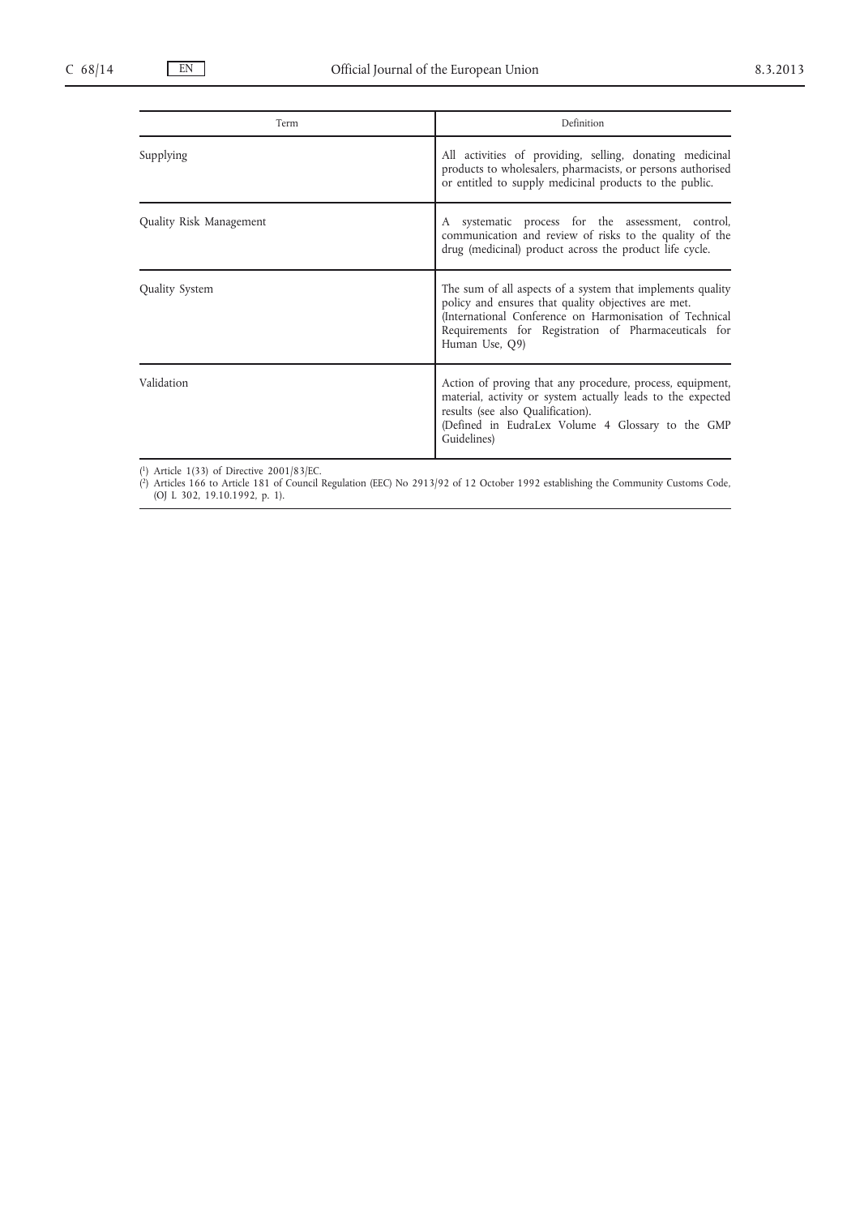| Term | Definition |
|---|---|
| Supplying | All activities of providing, selling, donating medicinal products to wholesalers, pharmacists, or persons authorised or entitled to supply medicinal products to the public. |
| Quality Risk Management | A systematic process for the assessment, control, communication and review of risks to the quality of the drug (medicinal) product across the product life cycle. |
| Quality System | The sum of all aspects of a system that implements quality policy and ensures that quality objectives are met. (International Conference on Harmonisation of Technical Requirements for Registration of Pharmaceuticals for Human Use, Q9) |
| Validation | Action of proving that any procedure, process, equipment, material, activity or system actually leads to the expected results (see also Qualification). (Defined in EudraLex Volume 4 Glossary to the GMP Guidelines) |

(1) Article 1(33) of Directive 2001/83/EC.

(2) Articles 166 to Article 181 of Council Regulation (EEC) No 2913/92 of 12 October 1992 establishing the Community Customs Code, (OJ L 302, 19.10.1992, p. 1).